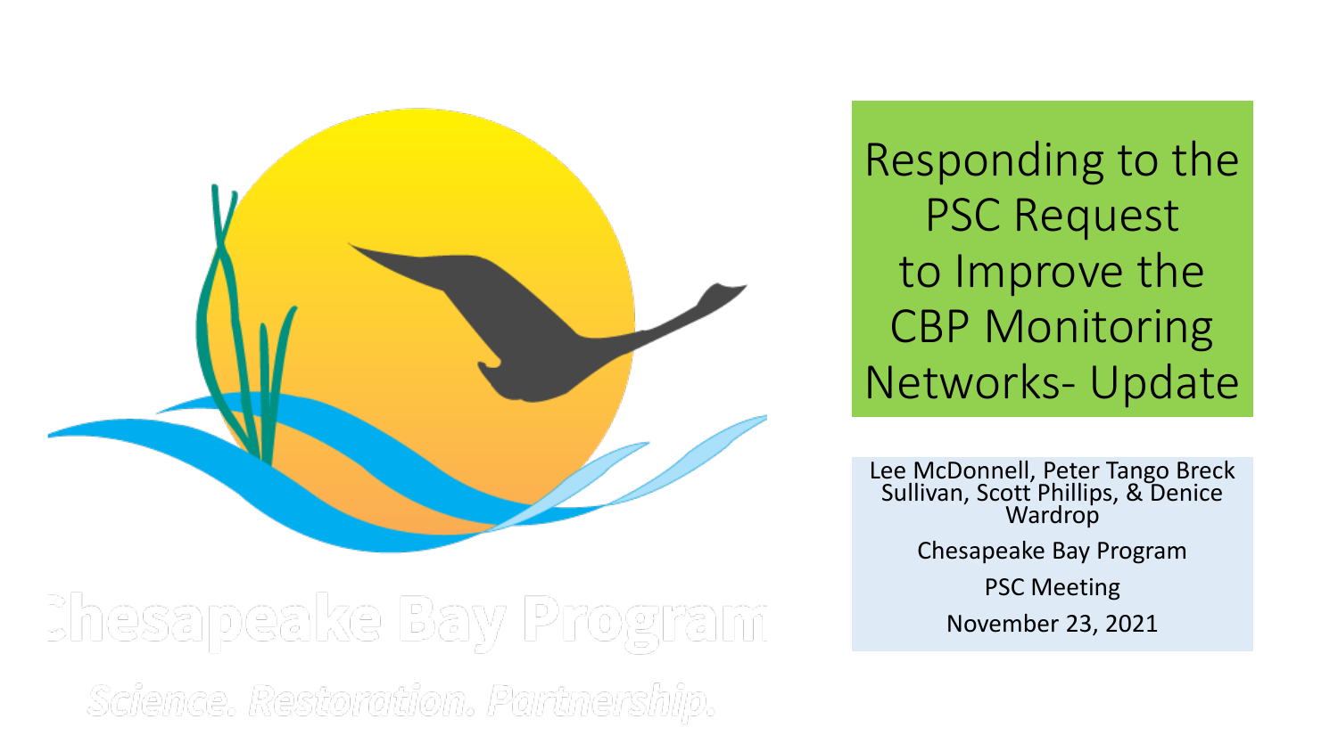Chesapeake Bay Program

*Science. Restoration. Partnership.*

# Responding to the PSC Request to Improve the CBP Monitoring Networks- Update

Lee McDonnell, Peter Tango Breck Sullivan, Scott Phillips, & Denice Wardrop

Chesapeake Bay Program

PSC Meeting

November 23, 2021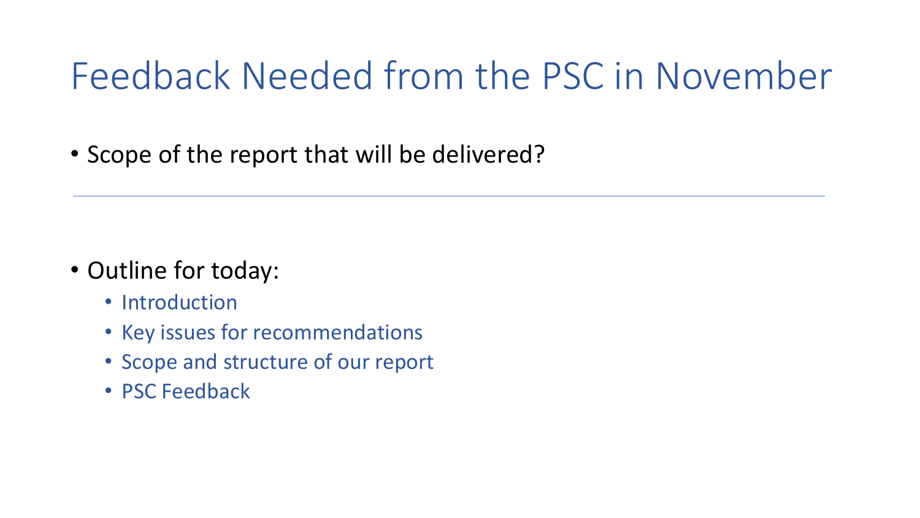# Feedback Needed from the PSC in November

- Scope of the report that will be delivered?

---

- Outline for today:
  - Introduction
  - Key issues for recommendations
  - Scope and structure of our report
  - PSC Feedback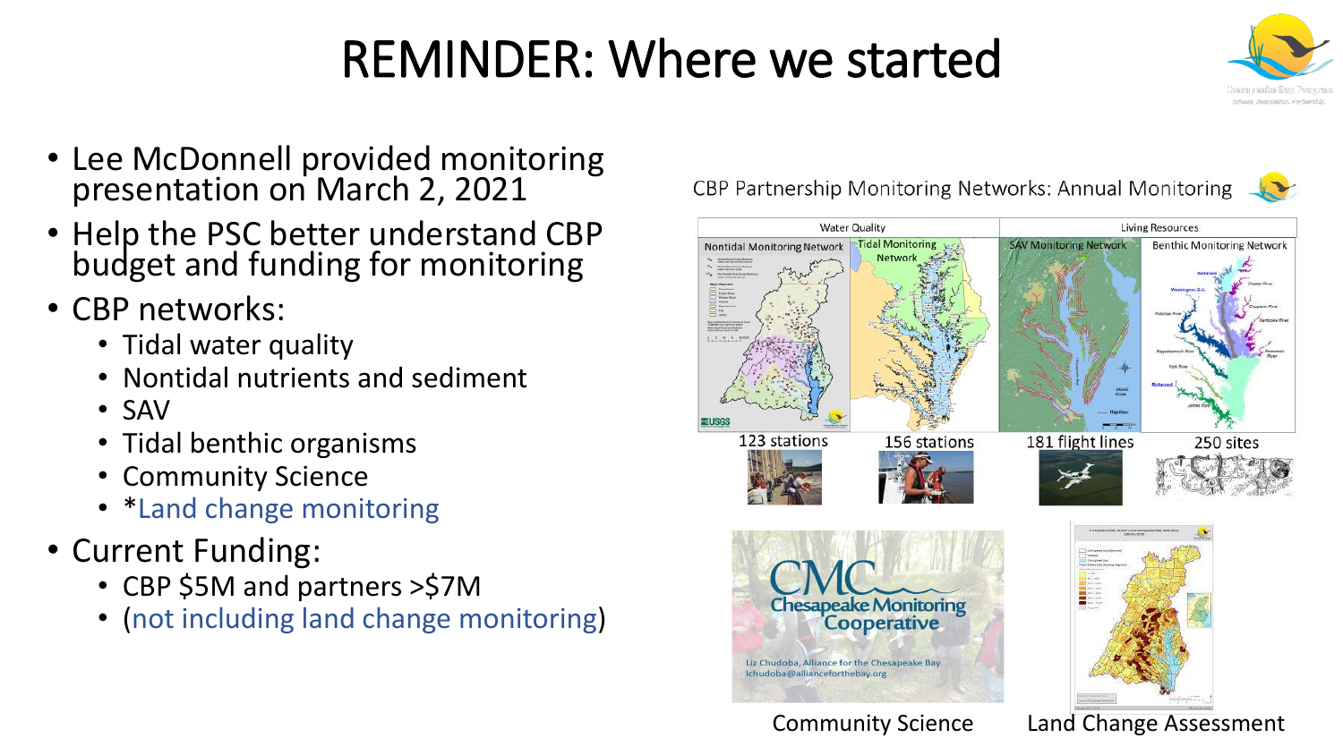# REMINDER: Where we started

- Lee McDonnell provided monitoring presentation on March 2, 2021
- Help the PSC better understand CBP budget and funding for monitoring
- CBP networks:
  - Tidal water quality
  - Nontidal nutrients and sediment
  - SAV
  - Tidal benthic organisms
  - Community Science
  - *Land change monitoring
- Current Funding:
  - CBP $5M and partners >$7M
  - (not including land change monitoring)

CBP Partnership Monitoring Networks: Annual Monitoring

| Water Quality | | Living Resources | |
|---|---|---|---|
| Nontidal Monitoring Network | Tidal Monitoring Network | SAV Monitoring Network | Benthic Monitoring Network |
| 123 stations | 156 stations | 181 flight lines | 250 sites |

Community Science

Land Change Assessment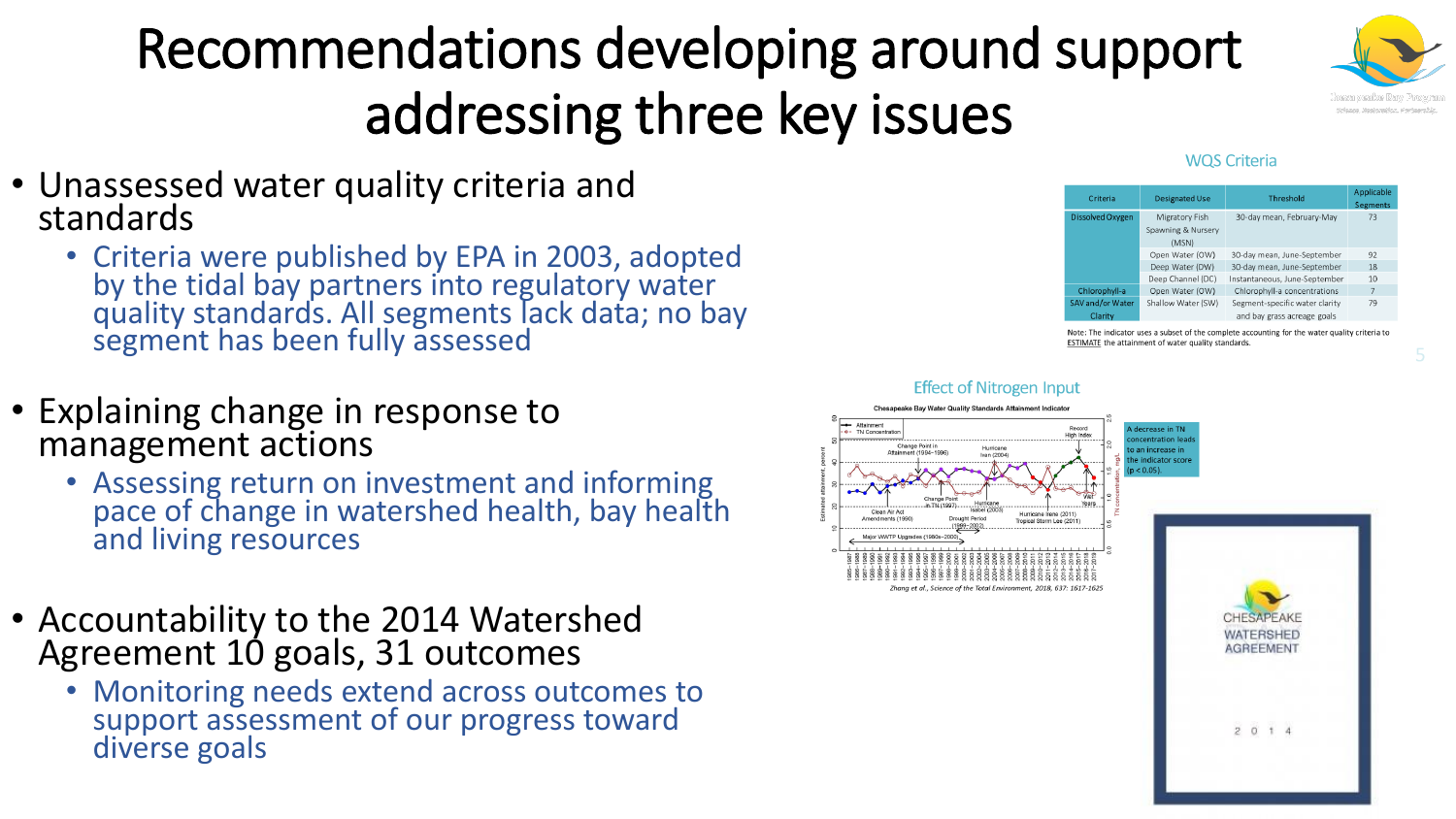# Recommendations developing around support addressing three key issues

- Unassessed water quality criteria and standards
  - Criteria were published by EPA in 2003, adopted by the tidal bay partners into regulatory water quality standards. All segments lack data; no bay segment has been fully assessed

- Explaining change in response to management actions
  - Assessing return on investment and informing pace of change in watershed health, bay health and living resources

- Accountability to the 2014 Watershed Agreement 10 goals, 31 outcomes
  - Monitoring needs extend across outcomes to support assessment of our progress toward diverse goals

WQS Criteria

| Criteria | Designated Use | Threshold | Applicable Segments |
|---|---|---|---|
| Dissolved Oxygen | Migratory Fish Spawning & Nursery (MSN) | 30-day mean, February-May | 73 |
| | Open Water (OW) | 30-day mean, June-September | 92 |
| | Deep Water (DW) | 30-day mean, June-September | 18 |
| | Deep Channel (DC) | Instantaneous, June-September | 10 |
| Chlorophyll-a | Open Water (OW) | Chlorophyll-a concentrations | 7 |
| SAV and/or Water Clarity | Shallow Water (SW) | Segment-specific water clarity and bay grass acreage goals | 79 |

Note: The indicator uses a subset of the complete accounting for the water quality criteria to ESTIMATE the attainment of water quality standards.

Effect of Nitrogen Input

A decrease in TN concentration leads to an increase in the indicator score ($p < 0.05$).

Zhang et al., Science of the Total Environment, 2018, 637: 1617-1625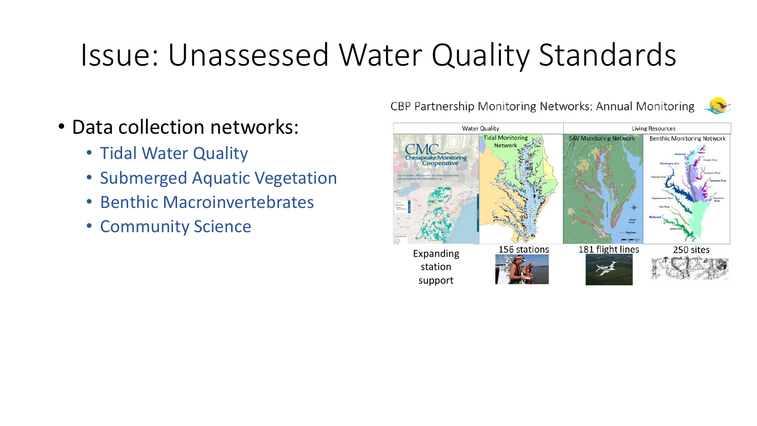# Issue: Unassessed Water Quality Standards

- Data collection networks:
  - Tidal Water Quality
  - Submerged Aquatic Vegetation
  - Benthic Macroinvertebrates
  - Community Science

CBP Partnership Monitoring Networks: Annual Monitoring

| Water Quality | | Living Resources | |
|---|---|---|---|
| CMC Chesapeake Monitoring Cooperative | Tidal Monitoring Network | SAV Monitoring Network | Benthic Monitoring Network |
| Expanding station support | 156 stations | 181 flight lines | 250 sites |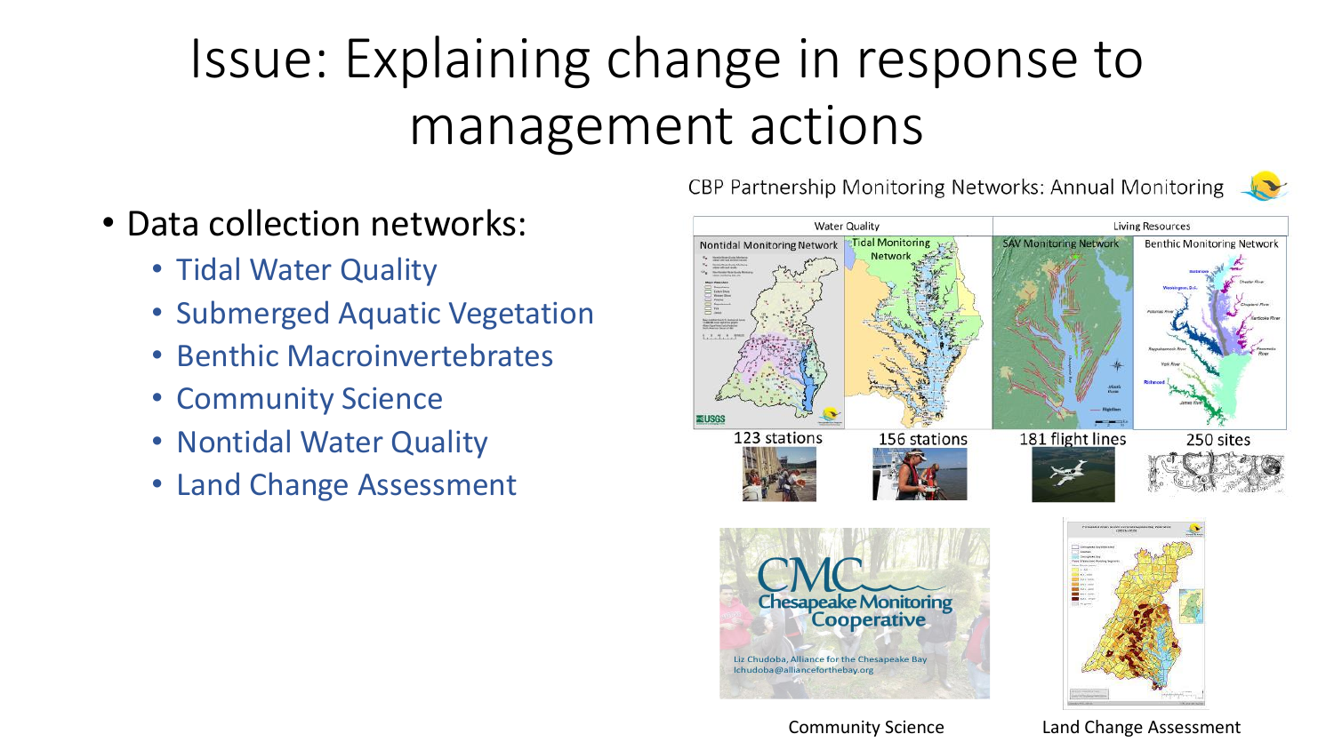# Issue: Explaining change in response to management actions

- Data collection networks:
  - Tidal Water Quality
  - Submerged Aquatic Vegetation
  - Benthic Macroinvertebrates
  - Community Science
  - Nontidal Water Quality
  - Land Change Assessment

CBP Partnership Monitoring Networks: Annual Monitoring

| Water Quality | | Living Resources | |
|---|---|---|---|
| Nontidal Monitoring Network | Tidal Monitoring Network | SAV Monitoring Network | Benthic Monitoring Network |
| 123 stations | 156 stations | 181 flight lines | 250 sites |

Community Science

Land Change Assessment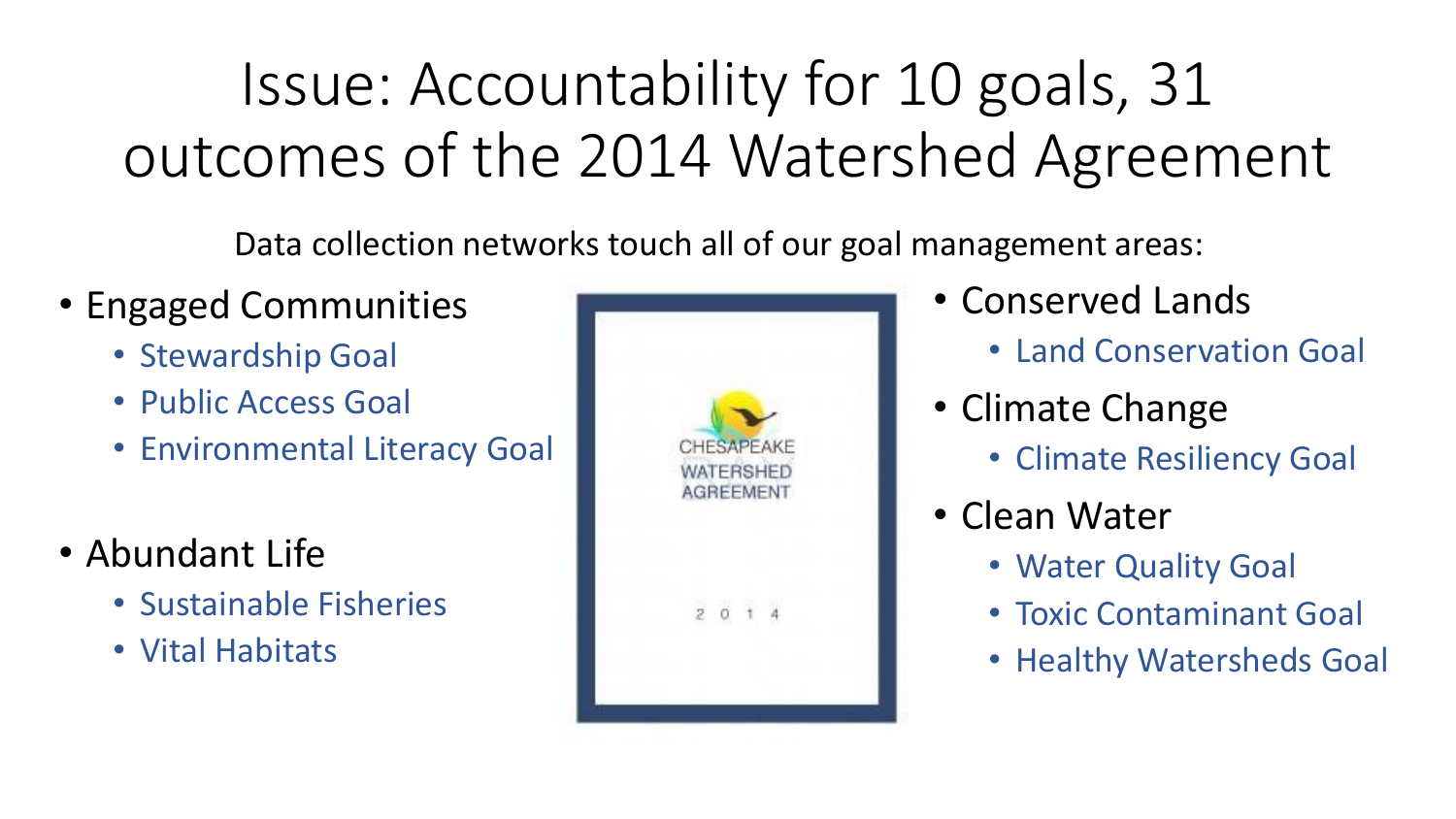# Issue: Accountability for 10 goals, 31 outcomes of the 2014 Watershed Agreement

Data collection networks touch all of our goal management areas:

- Engaged Communities
  - Stewardship Goal
  - Public Access Goal
  - Environmental Literacy Goal
- Abundant Life
  - Sustainable Fisheries
  - Vital Habitats
- Conserved Lands
  - Land Conservation Goal
- Climate Change
  - Climate Resiliency Goal
- Clean Water
  - Water Quality Goal
  - Toxic Contaminant Goal
  - Healthy Watersheds Goal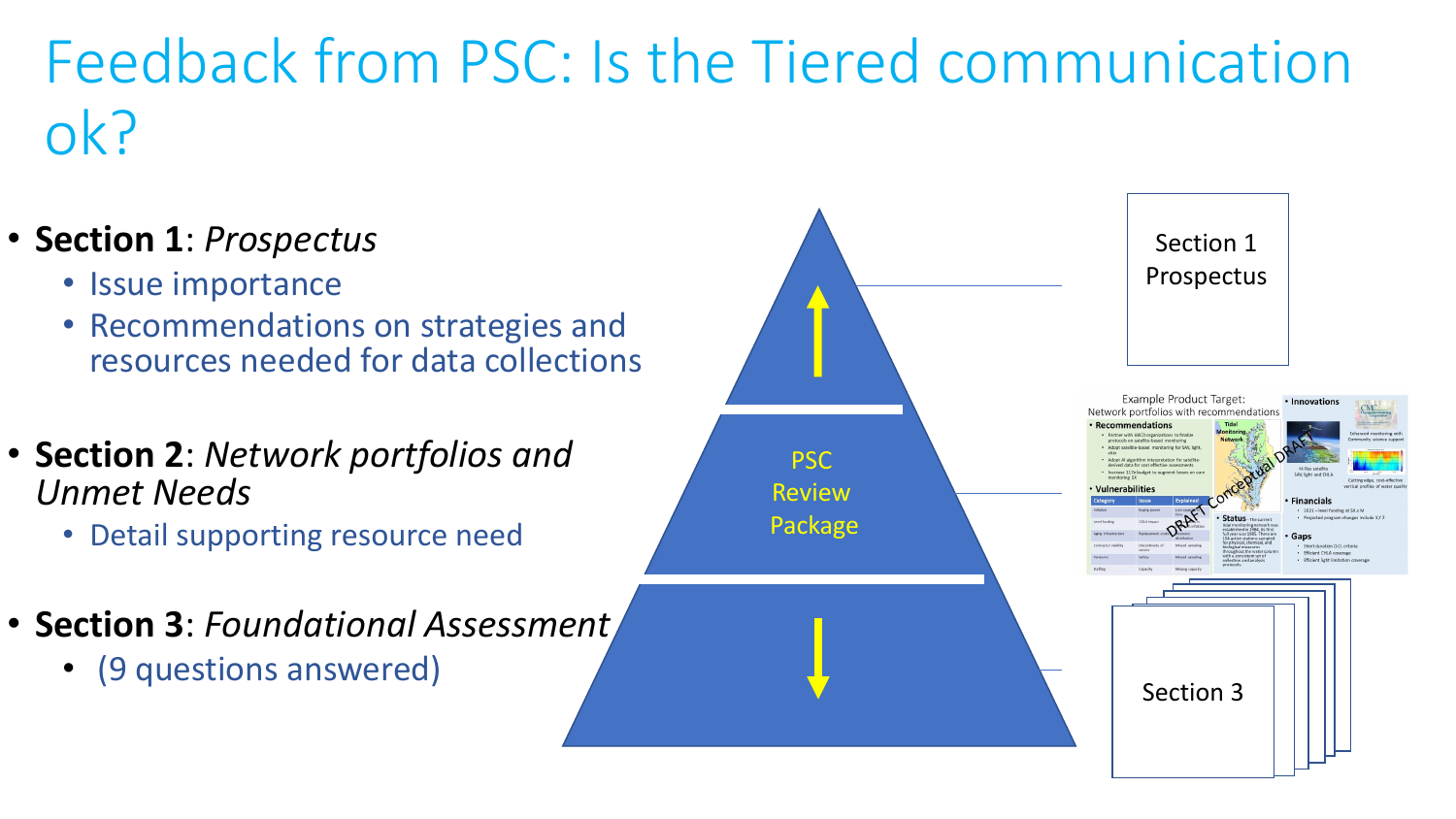# Feedback from PSC: Is the Tiered communication ok?

- **Section 1**: *Prospectus*
  - Issue importance
  - Recommendations on strategies and resources needed for data collections
- **Section 2**: *Network portfolios and Unmet Needs*
  - Detail supporting resource need
- **Section 3**: *Foundational Assessment*
  - (9 questions answered)

PSC Review Package

Section 1 Prospectus

Example Product Target:
Network portfolios with recommendations

Section 3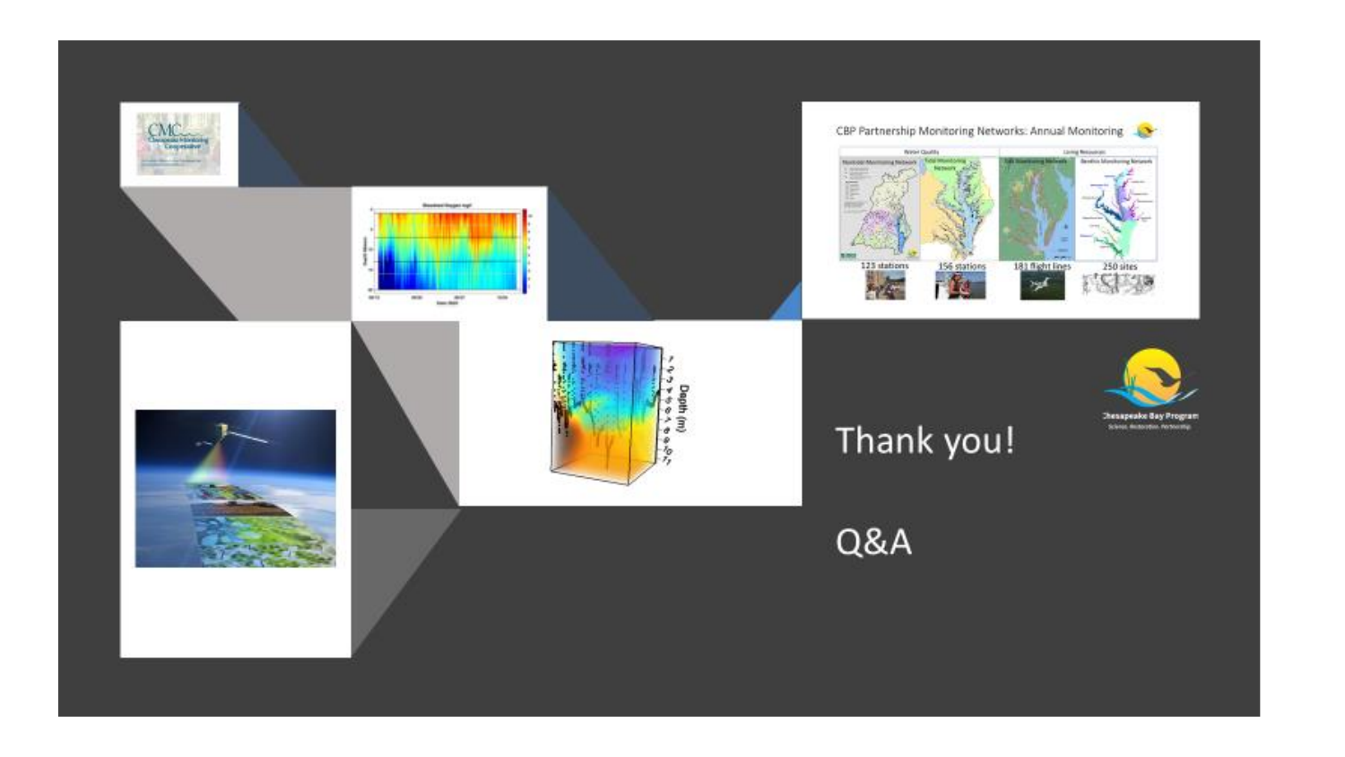Thank you!

Q&A